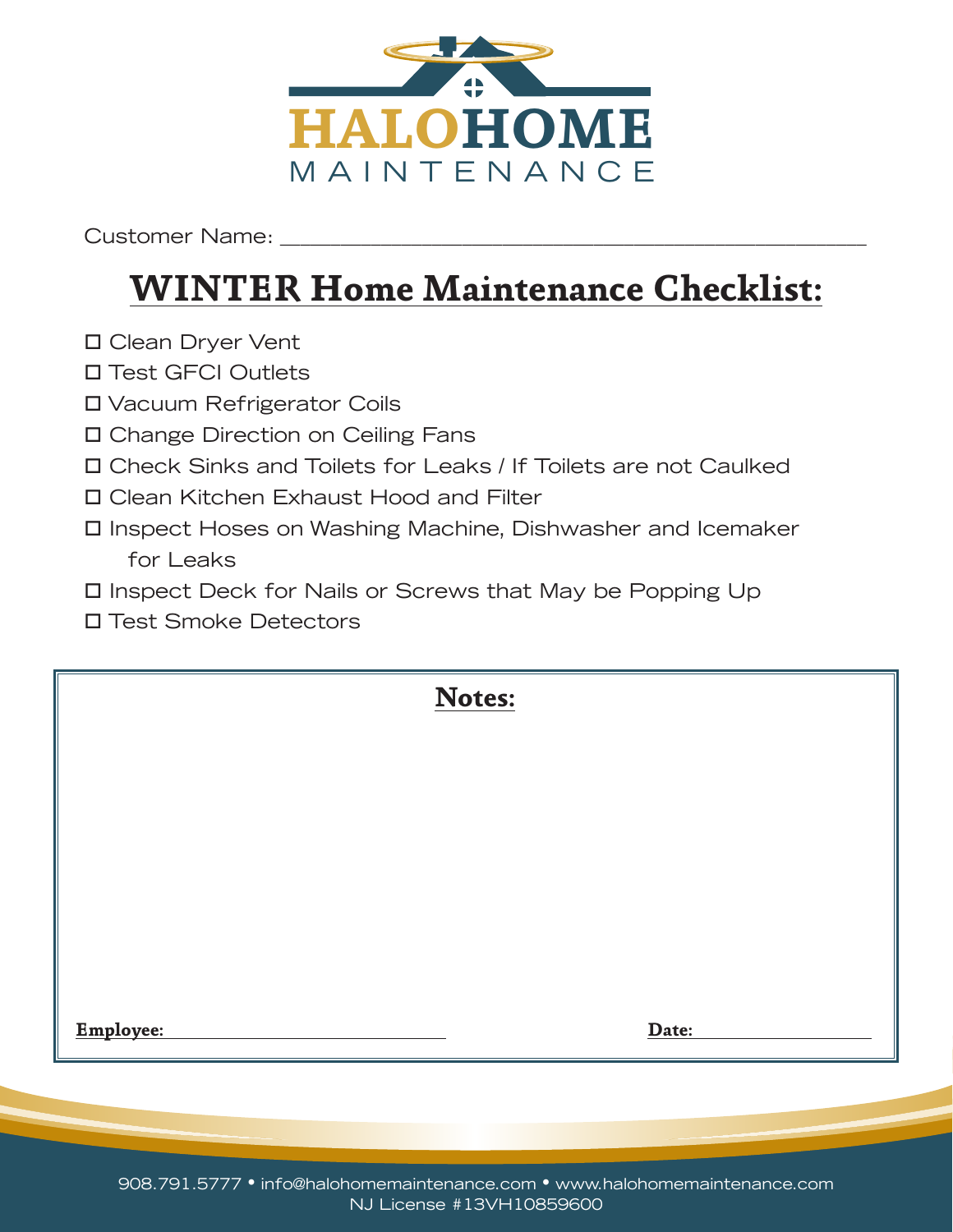HALOHOME
MAINTENANCE

Customer Name: ____________________________________________

# WINTER Home Maintenance Checklist:

- ☐ Clean Dryer Vent
- ☐ Test GFCI Outlets
- ☐ Vacuum Refrigerator Coils
- ☐ Change Direction on Ceiling Fans
- ☐ Check Sinks and Toilets for Leaks / If Toilets are not Caulked
- ☐ Clean Kitchen Exhaust Hood and Filter
- ☐ Inspect Hoses on Washing Machine, Dishwasher and Icemaker for Leaks
- ☐ Inspect Deck for Nails or Screws that May be Popping Up
- ☐ Test Smoke Detectors

## Notes:

**Employee:** ______________________________ **Date:** ____________________

908.791.5777 • info@halohomemaintenance.com • www.halohomemaintenance.com
NJ License #13VH10859600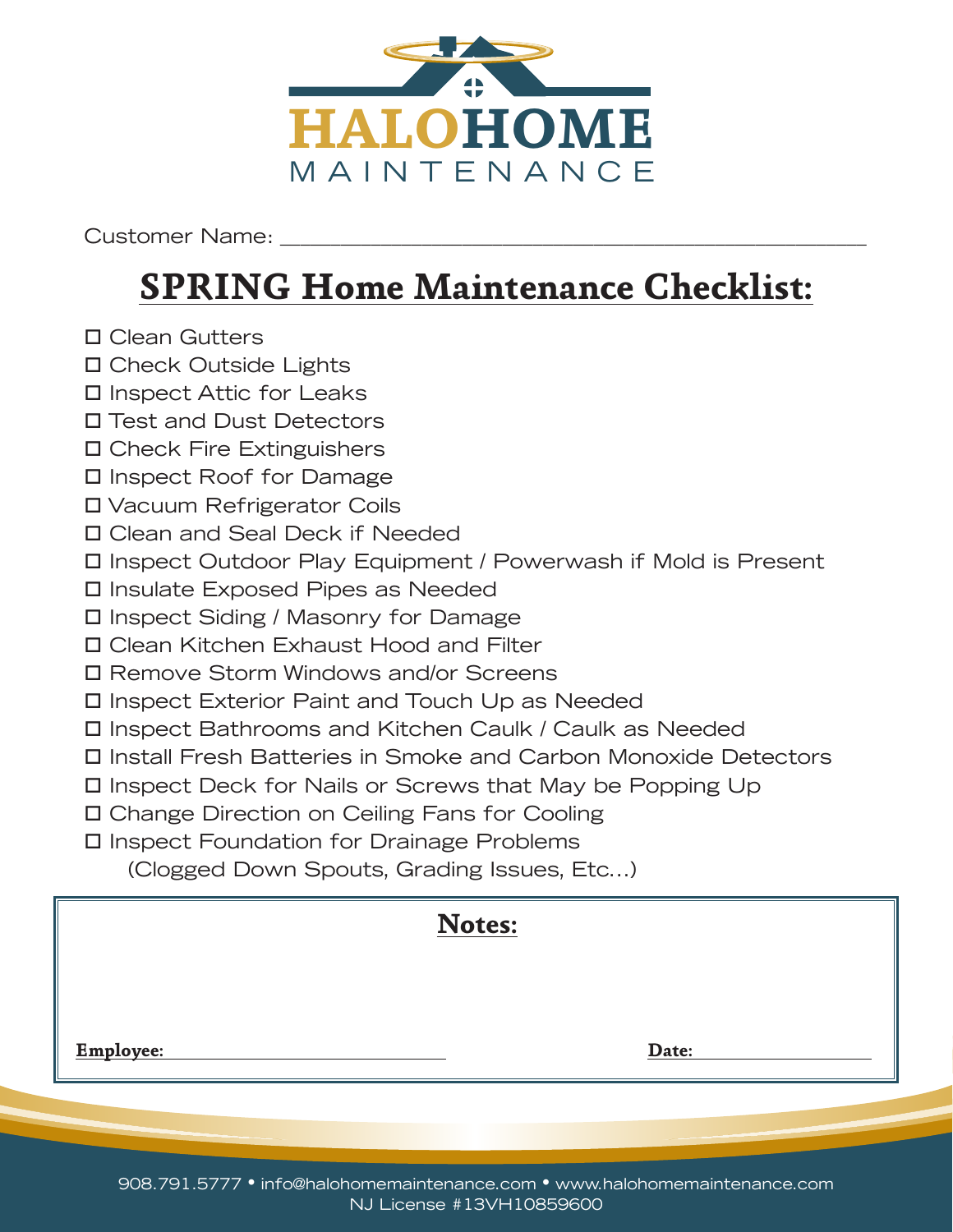# HALOHOME MAINTENANCE

Customer Name: ______________________________________________

## SPRING Home Maintenance Checklist:

- ☐ Clean Gutters
- ☐ Check Outside Lights
- ☐ Inspect Attic for Leaks
- ☐ Test and Dust Detectors
- ☐ Check Fire Extinguishers
- ☐ Inspect Roof for Damage
- ☐ Vacuum Refrigerator Coils
- ☐ Clean and Seal Deck if Needed
- ☐ Inspect Outdoor Play Equipment / Powerwash if Mold is Present
- ☐ Insulate Exposed Pipes as Needed
- ☐ Inspect Siding / Masonry for Damage
- ☐ Clean Kitchen Exhaust Hood and Filter
- ☐ Remove Storm Windows and/or Screens
- ☐ Inspect Exterior Paint and Touch Up as Needed
- ☐ Inspect Bathrooms and Kitchen Caulk / Caulk as Needed
- ☐ Install Fresh Batteries in Smoke and Carbon Monoxide Detectors
- ☐ Inspect Deck for Nails or Screws that May be Popping Up
- ☐ Change Direction on Ceiling Fans for Cooling
- ☐ Inspect Foundation for Drainage Problems
  (Clogged Down Spouts, Grading Issues, Etc...)

**Notes:**

**Employee:** ______________________________ **Date:** ____________________

908.791.5777 • info@halohomemaintenance.com • www.halohomemaintenance.com
NJ License #13VH10859600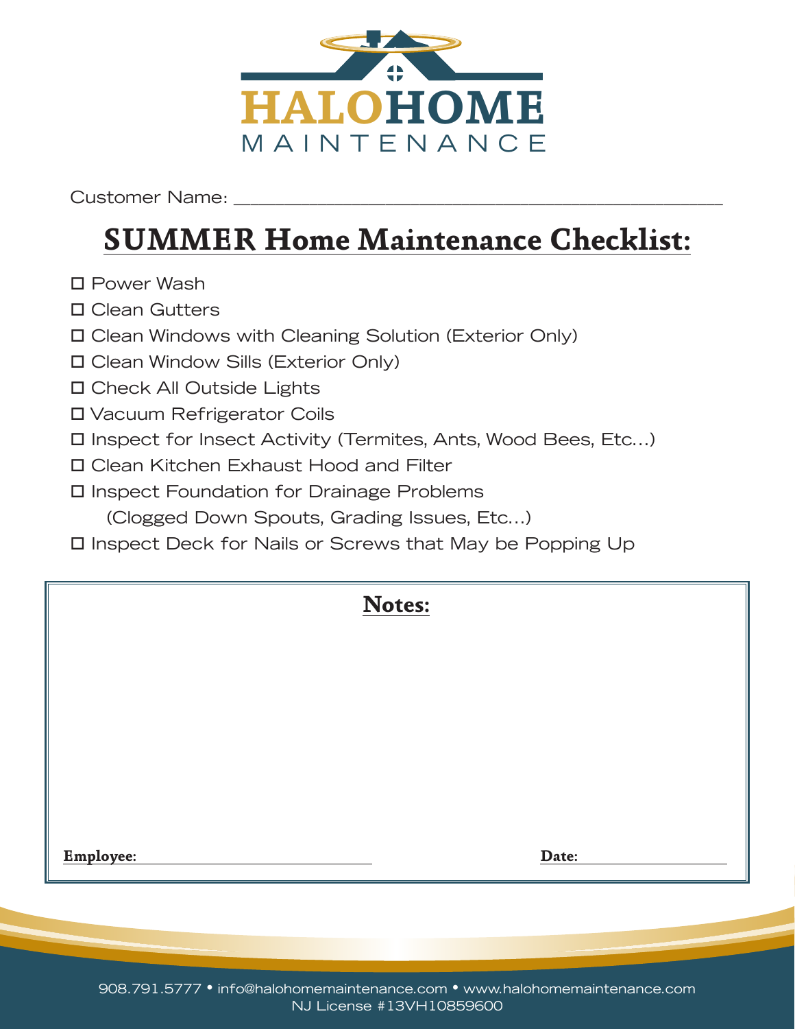HALOHOME MAINTENANCE

Customer Name: ______________________________________________

# SUMMER Home Maintenance Checklist:

- ☐ Power Wash
- ☐ Clean Gutters
- ☐ Clean Windows with Cleaning Solution (Exterior Only)
- ☐ Clean Window Sills (Exterior Only)
- ☐ Check All Outside Lights
- ☐ Vacuum Refrigerator Coils
- ☐ Inspect for Insect Activity (Termites, Ants, Wood Bees, Etc...)
- ☐ Clean Kitchen Exhaust Hood and Filter
- ☐ Inspect Foundation for Drainage Problems
  (Clogged Down Spouts, Grading Issues, Etc...)
- ☐ Inspect Deck for Nails or Screws that May be Popping Up

## Notes:

**Employee:** ______________________________ **Date:** ____________________

908.791.5777 • info@halohomemaintenance.com • www.halohomemaintenance.com
NJ License #13VH10859600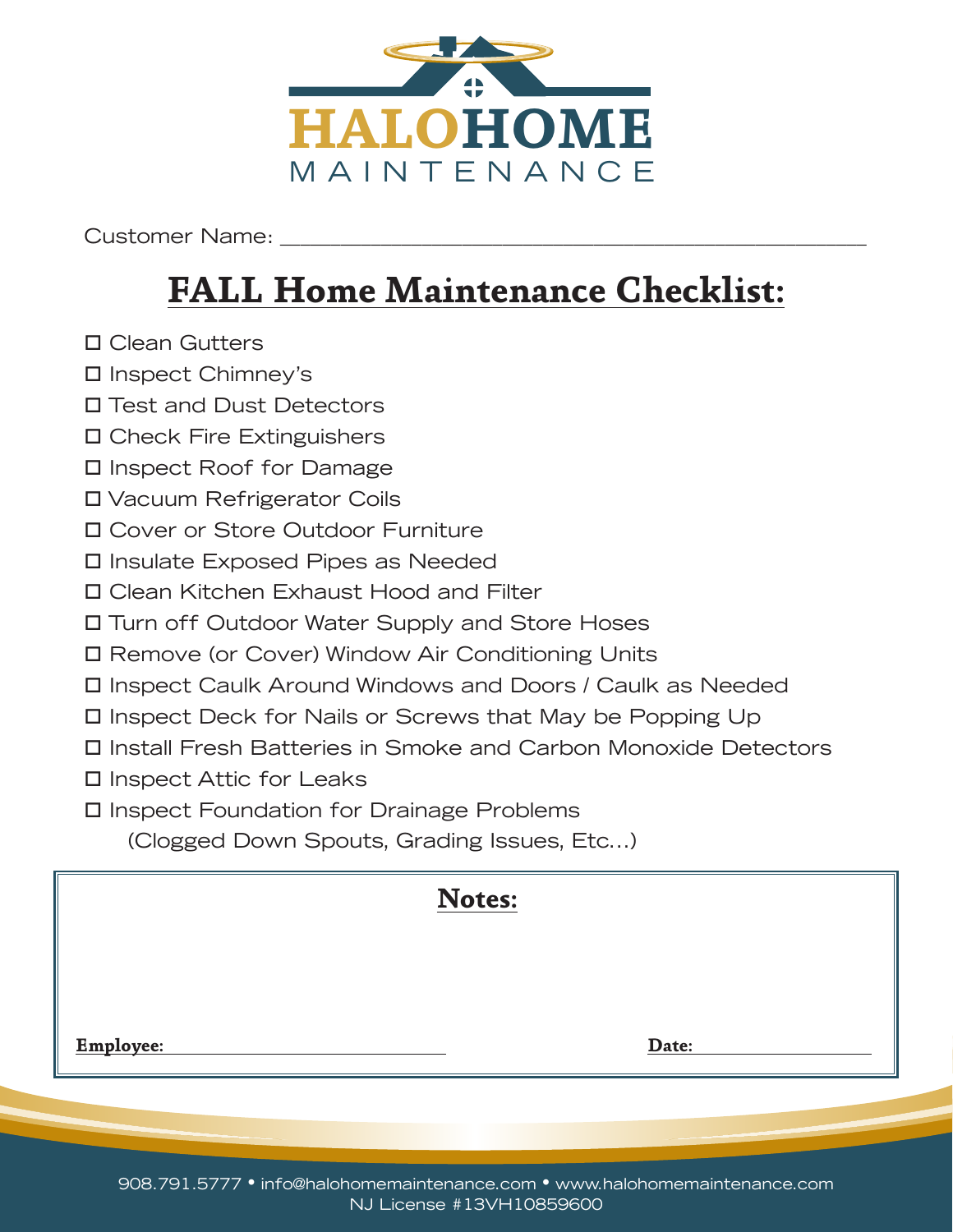HALOHOME

MAINTENANCE

Customer Name: ______________________________________________

# FALL Home Maintenance Checklist:

- ☐ Clean Gutters
- ☐ Inspect Chimney's
- ☐ Test and Dust Detectors
- ☐ Check Fire Extinguishers
- ☐ Inspect Roof for Damage
- ☐ Vacuum Refrigerator Coils
- ☐ Cover or Store Outdoor Furniture
- ☐ Insulate Exposed Pipes as Needed
- ☐ Clean Kitchen Exhaust Hood and Filter
- ☐ Turn off Outdoor Water Supply and Store Hoses
- ☐ Remove (or Cover) Window Air Conditioning Units
- ☐ Inspect Caulk Around Windows and Doors / Caulk as Needed
- ☐ Inspect Deck for Nails or Screws that May be Popping Up
- ☐ Install Fresh Batteries in Smoke and Carbon Monoxide Detectors
- ☐ Inspect Attic for Leaks
- ☐ Inspect Foundation for Drainage Problems
  (Clogged Down Spouts, Grading Issues, Etc...)

## Notes:

**Employee:** ______________________________ **Date:** ________________

908.791.5777 • info@halohomemaintenance.com • www.halohomemaintenance.com
NJ License #13VH10859600